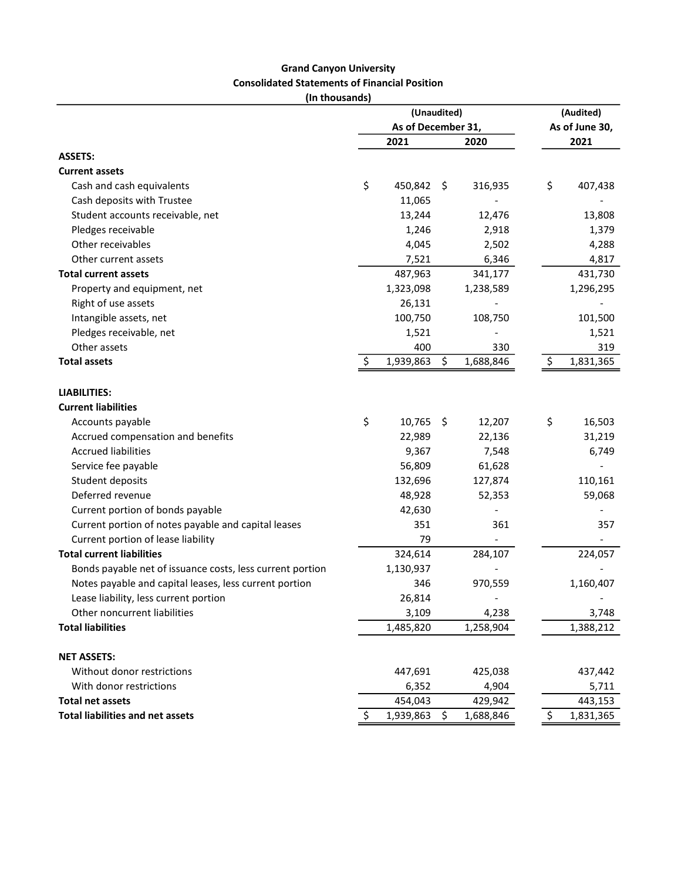**Grand Canyon University**
**Consolidated Statements of Financial Position**
**(In thousands)**

| | (Unaudited) As of December 31, 2021 | (Unaudited) As of December 31, 2020 | (Audited) As of June 30, 2021 |
|---|---|---|---|
| **ASSETS:** | | | |
| **Current assets** | | | |
| Cash and cash equivalents | $ 450,842 | $ 316,935 | $ 407,438 |
| Cash deposits with Trustee | 11,065 | - | - |
| Student accounts receivable, net | 13,244 | 12,476 | 13,808 |
| Pledges receivable | 1,246 | 2,918 | 1,379 |
| Other receivables | 4,045 | 2,502 | 4,288 |
| Other current assets | 7,521 | 6,346 | 4,817 |
| **Total current assets** | 487,963 | 341,177 | 431,730 |
| Property and equipment, net | 1,323,098 | 1,238,589 | 1,296,295 |
| Right of use assets | 26,131 | - | - |
| Intangible assets, net | 100,750 | 108,750 | 101,500 |
| Pledges receivable, net | 1,521 | - | 1,521 |
| Other assets | 400 | 330 | 319 |
| **Total assets** | $ 1,939,863 | $ 1,688,846 | $ 1,831,365 |
| **LIABILITIES:** | | | |
| **Current liabilities** | | | |
| Accounts payable | $ 10,765 | $ 12,207 | $ 16,503 |
| Accrued compensation and benefits | 22,989 | 22,136 | 31,219 |
| Accrued liabilities | 9,367 | 7,548 | 6,749 |
| Service fee payable | 56,809 | 61,628 | - |
| Student deposits | 132,696 | 127,874 | 110,161 |
| Deferred revenue | 48,928 | 52,353 | 59,068 |
| Current portion of bonds payable | 42,630 | - | - |
| Current portion of notes payable and capital leases | 351 | 361 | 357 |
| Current portion of lease liability | 79 | - | - |
| **Total current liabilities** | 324,614 | 284,107 | 224,057 |
| Bonds payable net of issuance costs, less current portion | 1,130,937 | - | - |
| Notes payable and capital leases, less current portion | 346 | 970,559 | 1,160,407 |
| Lease liability, less current portion | 26,814 | - | - |
| Other noncurrent liabilities | 3,109 | 4,238 | 3,748 |
| **Total liabilities** | 1,485,820 | 1,258,904 | 1,388,212 |
| **NET ASSETS:** | | | |
| Without donor restrictions | 447,691 | 425,038 | 437,442 |
| With donor restrictions | 6,352 | 4,904 | 5,711 |
| **Total net assets** | 454,043 | 429,942 | 443,153 |
| **Total liabilities and net assets** | $ 1,939,863 | $ 1,688,846 | $ 1,831,365 |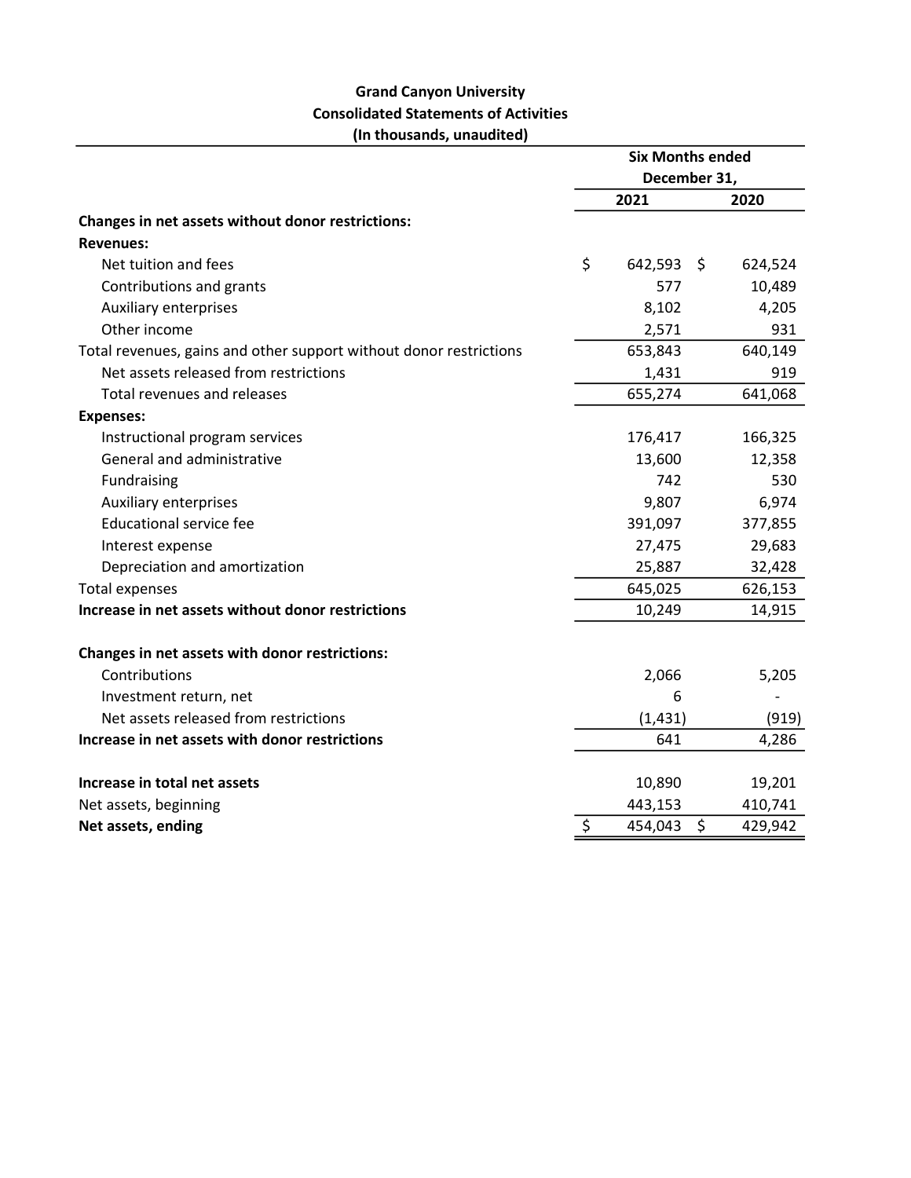# Grand Canyon University
## Consolidated Statements of Activities
### (In thousands, unaudited)

| | Six Months ended December 31, | |
|---|---|---|
| | 2021 | 2020 |
| **Changes in net assets without donor restrictions:** | | |
| **Revenues:** | | |
| Net tuition and fees | $ 642,593 | $ 624,524 |
| Contributions and grants | 577 | 10,489 |
| Auxiliary enterprises | 8,102 | 4,205 |
| Other income | 2,571 | 931 |
| Total revenues, gains and other support without donor restrictions | 653,843 | 640,149 |
| Net assets released from restrictions | 1,431 | 919 |
| Total revenues and releases | 655,274 | 641,068 |
| **Expenses:** | | |
| Instructional program services | 176,417 | 166,325 |
| General and administrative | 13,600 | 12,358 |
| Fundraising | 742 | 530 |
| Auxiliary enterprises | 9,807 | 6,974 |
| Educational service fee | 391,097 | 377,855 |
| Interest expense | 27,475 | 29,683 |
| Depreciation and amortization | 25,887 | 32,428 |
| Total expenses | 645,025 | 626,153 |
| **Increase in net assets without donor restrictions** | 10,249 | 14,915 |
| | | |
| **Changes in net assets with donor restrictions:** | | |
| Contributions | 2,066 | 5,205 |
| Investment return, net | 6 | - |
| Net assets released from restrictions | (1,431) | (919) |
| **Increase in net assets with donor restrictions** | 641 | 4,286 |
| | | |
| **Increase in total net assets** | 10,890 | 19,201 |
| Net assets, beginning | 443,153 | 410,741 |
| **Net assets, ending** | $ 454,043 | $ 429,942 |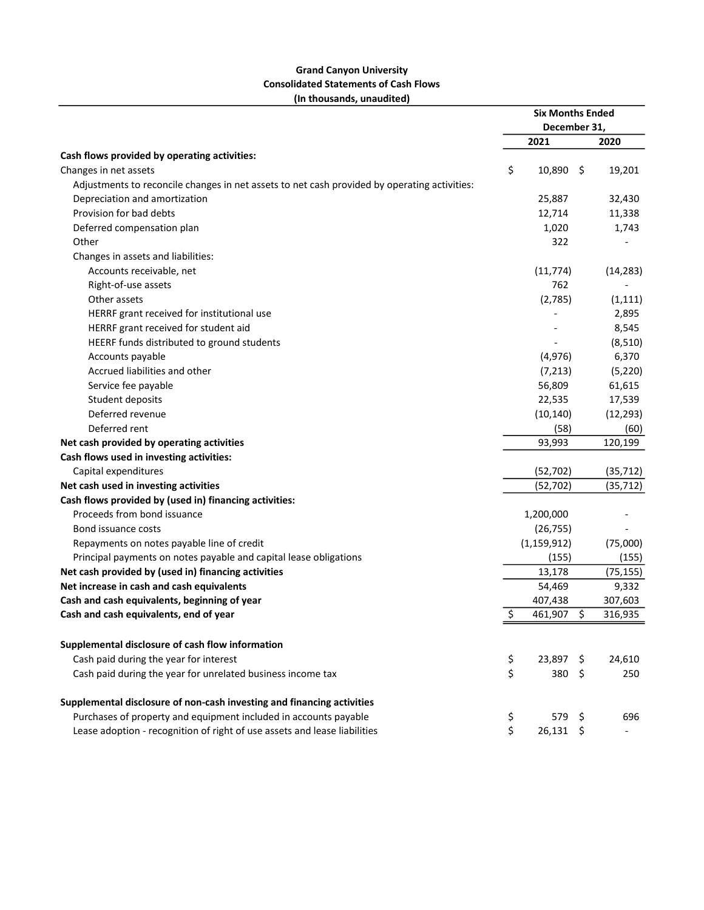**Grand Canyon University**
**Consolidated Statements of Cash Flows**
**(In thousands, unaudited)**

| | Six Months Ended December 31, 2021 | Six Months Ended December 31, 2020 |
|---|---|---|
| **Cash flows provided by operating activities:** | | |
| Changes in net assets | $ 10,890 | $ 19,201 |
| Adjustments to reconcile changes in net assets to net cash provided by operating activities: | | |
| Depreciation and amortization | 25,887 | 32,430 |
| Provision for bad debts | 12,714 | 11,338 |
| Deferred compensation plan | 1,020 | 1,743 |
| Other | 322 | - |
| Changes in assets and liabilities: | | |
| Accounts receivable, net | (11,774) | (14,283) |
| Right-of-use assets | 762 | - |
| Other assets | (2,785) | (1,111) |
| HERRF grant received for institutional use | - | 2,895 |
| HERRF grant received for student aid | - | 8,545 |
| HEERF funds distributed to ground students | - | (8,510) |
| Accounts payable | (4,976) | 6,370 |
| Accrued liabilities and other | (7,213) | (5,220) |
| Service fee payable | 56,809 | 61,615 |
| Student deposits | 22,535 | 17,539 |
| Deferred revenue | (10,140) | (12,293) |
| Deferred rent | (58) | (60) |
| **Net cash provided by operating activities** | 93,993 | 120,199 |
| **Cash flows used in investing activities:** | | |
| Capital expenditures | (52,702) | (35,712) |
| **Net cash used in investing activities** | (52,702) | (35,712) |
| **Cash flows provided by (used in) financing activities:** | | |
| Proceeds from bond issuance | 1,200,000 | - |
| Bond issuance costs | (26,755) | - |
| Repayments on notes payable line of credit | (1,159,912) | (75,000) |
| Principal payments on notes payable and capital lease obligations | (155) | (155) |
| **Net cash provided by (used in) financing activities** | 13,178 | (75,155) |
| **Net increase in cash and cash equivalents** | 54,469 | 9,332 |
| **Cash and cash equivalents, beginning of year** | 407,438 | 307,603 |
| **Cash and cash equivalents, end of year** | $ 461,907 | $ 316,935 |
| | | |
| **Supplemental disclosure of cash flow information** | | |
| Cash paid during the year for interest | $ 23,897 | $ 24,610 |
| Cash paid during the year for unrelated business income tax | $ 380 | $ 250 |
| | | |
| **Supplemental disclosure of non-cash investing and financing activities** | | |
| Purchases of property and equipment included in accounts payable | $ 579 | $ 696 |
| Lease adoption - recognition of right of use assets and lease liabilities | $ 26,131 | $ - |